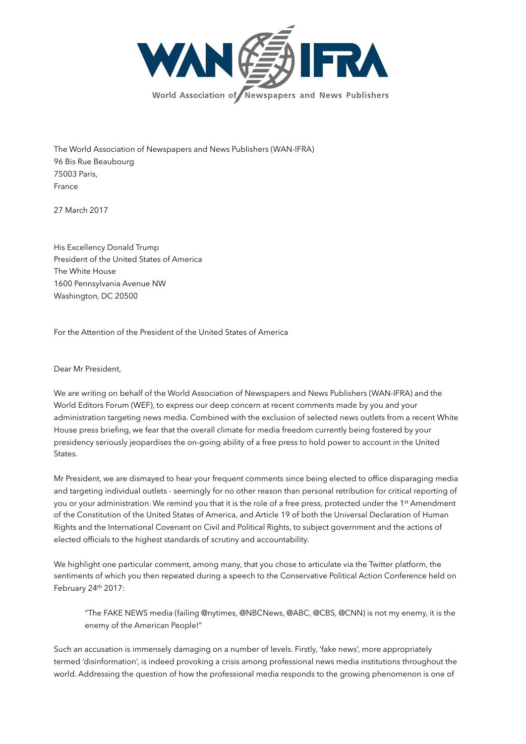WAN-IFRA

World Association of Newspapers and News Publishers

The World Association of Newspapers and News Publishers (WAN-IFRA)
96 Bis Rue Beaubourg
75003 Paris,
France

27 March 2017

His Excellency Donald Trump
President of the United States of America
The White House
1600 Pennsylvania Avenue NW
Washington, DC 20500

For the Attention of the President of the United States of America

Dear Mr President,

We are writing on behalf of the World Association of Newspapers and News Publishers (WAN-IFRA) and the World Editors Forum (WEF), to express our deep concern at recent comments made by you and your administration targeting news media. Combined with the exclusion of selected news outlets from a recent White House press briefing, we fear that the overall climate for media freedom currently being fostered by your presidency seriously jeopardises the on-going ability of a free press to hold power to account in the United States.

Mr President, we are dismayed to hear your frequent comments since being elected to office disparaging media and targeting individual outlets - seemingly for no other reason than personal retribution for critical reporting of you or your administration. We remind you that it is the role of a free press, protected under the 1st Amendment of the Constitution of the United States of America, and Article 19 of both the Universal Declaration of Human Rights and the International Covenant on Civil and Political Rights, to subject government and the actions of elected officials to the highest standards of scrutiny and accountability.

We highlight one particular comment, among many, that you chose to articulate via the Twitter platform, the sentiments of which you then repeated during a speech to the Conservative Political Action Conference held on February 24th 2017:

> "The FAKE NEWS media (failing @nytimes, @NBCNews, @ABC, @CBS, @CNN) is not my enemy, it is the enemy of the American People!"

Such an accusation is immensely damaging on a number of levels. Firstly, 'fake news', more appropriately termed 'disinformation', is indeed provoking a crisis among professional news media institutions throughout the world. Addressing the question of how the professional media responds to the growing phenomenon is one of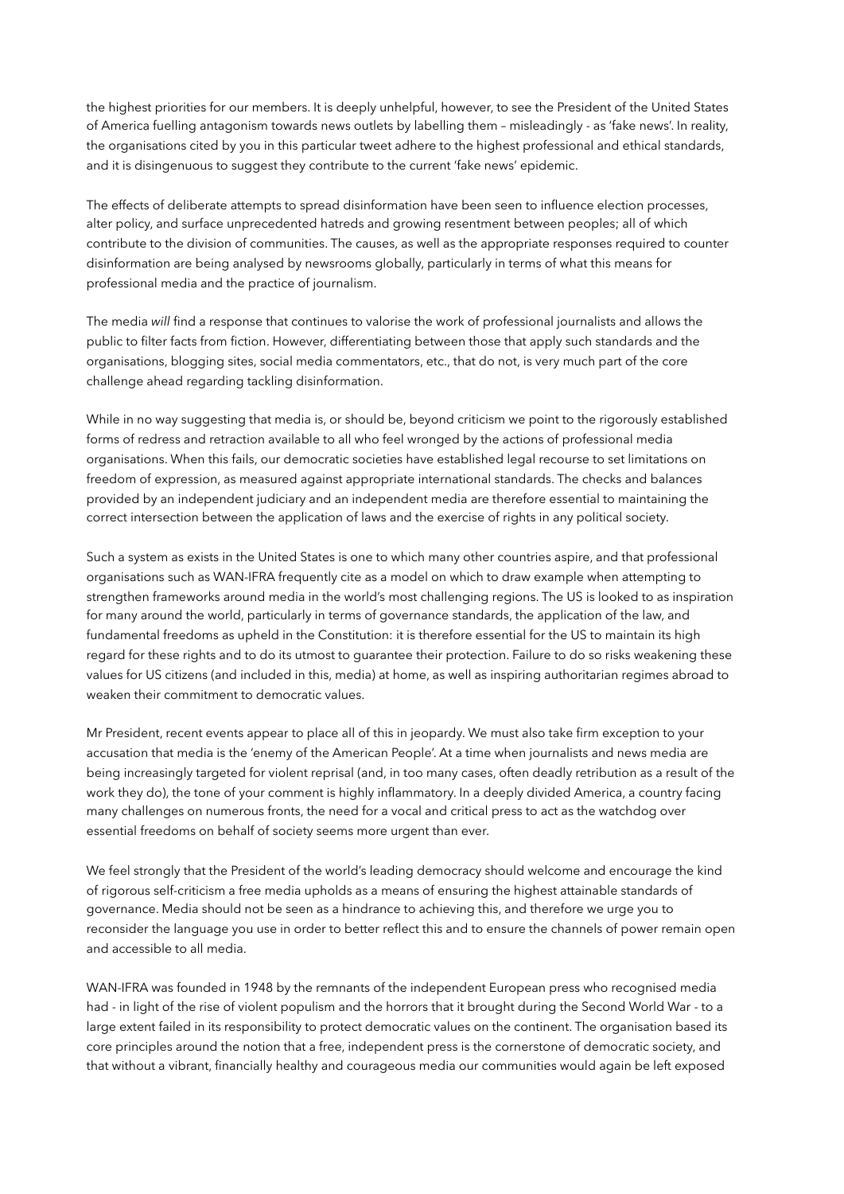the highest priorities for our members. It is deeply unhelpful, however, to see the President of the United States of America fuelling antagonism towards news outlets by labelling them – misleadingly - as 'fake news'. In reality, the organisations cited by you in this particular tweet adhere to the highest professional and ethical standards, and it is disingenuous to suggest they contribute to the current 'fake news' epidemic.

The effects of deliberate attempts to spread disinformation have been seen to influence election processes, alter policy, and surface unprecedented hatreds and growing resentment between peoples; all of which contribute to the division of communities. The causes, as well as the appropriate responses required to counter disinformation are being analysed by newsrooms globally, particularly in terms of what this means for professional media and the practice of journalism.

The media *will* find a response that continues to valorise the work of professional journalists and allows the public to filter facts from fiction. However, differentiating between those that apply such standards and the organisations, blogging sites, social media commentators, etc., that do not, is very much part of the core challenge ahead regarding tackling disinformation.

While in no way suggesting that media is, or should be, beyond criticism we point to the rigorously established forms of redress and retraction available to all who feel wronged by the actions of professional media organisations. When this fails, our democratic societies have established legal recourse to set limitations on freedom of expression, as measured against appropriate international standards. The checks and balances provided by an independent judiciary and an independent media are therefore essential to maintaining the correct intersection between the application of laws and the exercise of rights in any political society.

Such a system as exists in the United States is one to which many other countries aspire, and that professional organisations such as WAN-IFRA frequently cite as a model on which to draw example when attempting to strengthen frameworks around media in the world's most challenging regions. The US is looked to as inspiration for many around the world, particularly in terms of governance standards, the application of the law, and fundamental freedoms as upheld in the Constitution: it is therefore essential for the US to maintain its high regard for these rights and to do its utmost to guarantee their protection. Failure to do so risks weakening these values for US citizens (and included in this, media) at home, as well as inspiring authoritarian regimes abroad to weaken their commitment to democratic values.

Mr President, recent events appear to place all of this in jeopardy. We must also take firm exception to your accusation that media is the 'enemy of the American People'. At a time when journalists and news media are being increasingly targeted for violent reprisal (and, in too many cases, often deadly retribution as a result of the work they do), the tone of your comment is highly inflammatory. In a deeply divided America, a country facing many challenges on numerous fronts, the need for a vocal and critical press to act as the watchdog over essential freedoms on behalf of society seems more urgent than ever.

We feel strongly that the President of the world's leading democracy should welcome and encourage the kind of rigorous self-criticism a free media upholds as a means of ensuring the highest attainable standards of governance. Media should not be seen as a hindrance to achieving this, and therefore we urge you to reconsider the language you use in order to better reflect this and to ensure the channels of power remain open and accessible to all media.

WAN-IFRA was founded in 1948 by the remnants of the independent European press who recognised media had - in light of the rise of violent populism and the horrors that it brought during the Second World War - to a large extent failed in its responsibility to protect democratic values on the continent. The organisation based its core principles around the notion that a free, independent press is the cornerstone of democratic society, and that without a vibrant, financially healthy and courageous media our communities would again be left exposed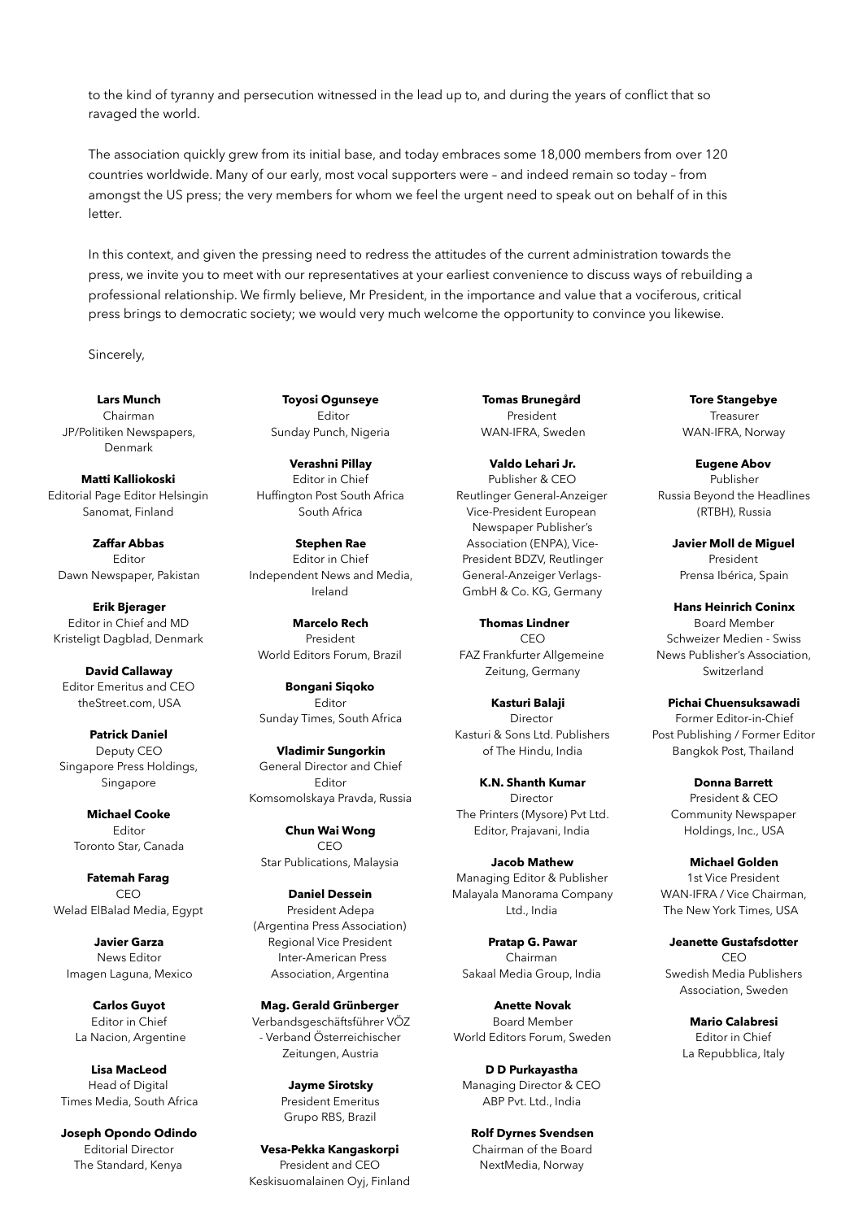to the kind of tyranny and persecution witnessed in the lead up to, and during the years of conflict that so ravaged the world.

The association quickly grew from its initial base, and today embraces some 18,000 members from over 120 countries worldwide. Many of our early, most vocal supporters were – and indeed remain so today – from amongst the US press; the very members for whom we feel the urgent need to speak out on behalf of in this letter.

In this context, and given the pressing need to redress the attitudes of the current administration towards the press, we invite you to meet with our representatives at your earliest convenience to discuss ways of rebuilding a professional relationship. We firmly believe, Mr President, in the importance and value that a vociferous, critical press brings to democratic society; we would very much welcome the opportunity to convince you likewise.

Sincerely,

**Lars Munch**
Chairman
JP/Politiken Newspapers, Denmark

**Matti Kalliokoski**
Editorial Page Editor Helsingin Sanomat, Finland

**Zaffar Abbas**
Editor
Dawn Newspaper, Pakistan

**Erik Bjerager**
Editor in Chief and MD
Kristeligt Dagblad, Denmark

**David Callaway**
Editor Emeritus and CEO
theStreet.com, USA

**Patrick Daniel**
Deputy CEO
Singapore Press Holdings, Singapore

**Michael Cooke**
Editor
Toronto Star, Canada

**Fatemah Farag**
CEO
Welad ElBalad Media, Egypt

**Javier Garza**
News Editor
Imagen Laguna, Mexico

**Carlos Guyot**
Editor in Chief
La Nacion, Argentine

**Lisa MacLeod**
Head of Digital
Times Media, South Africa

**Joseph Opondo Odindo**
Editorial Director
The Standard, Kenya

**Toyosi Ogunseye**
Editor
Sunday Punch, Nigeria

**Verashni Pillay**
Editor in Chief
Huffington Post South Africa
South Africa

**Stephen Rae**
Editor in Chief
Independent News and Media, Ireland

**Marcelo Rech**
President
World Editors Forum, Brazil

**Bongani Siqoko**
Editor
Sunday Times, South Africa

**Vladimir Sungorkin**
General Director and Chief Editor
Komsomolskaya Pravda, Russia

**Chun Wai Wong**
CEO
Star Publications, Malaysia

**Daniel Dessein**
President Adepa (Argentina Press Association)
Regional Vice President Inter-American Press Association, Argentina

**Mag. Gerald Grünberger**
Verbandsgeschäftsführer VÖZ - Verband Österreichischer Zeitungen, Austria

**Jayme Sirotsky**
President Emeritus
Grupo RBS, Brazil

**Vesa-Pekka Kangaskorpi**
President and CEO
Keskisuomalainen Oyj, Finland

**Tomas Brunegård**
President
WAN-IFRA, Sweden

**Valdo Lehari Jr.**
Publisher & CEO
Reutlinger General-Anzeiger
Vice-President European Newspaper Publisher's Association (ENPA), Vice-President BDZV, Reutlinger General-Anzeiger Verlags-GmbH & Co. KG, Germany

**Thomas Lindner**
CEO
FAZ Frankfurter Allgemeine Zeitung, Germany

**Kasturi Balaji**
Director
Kasturi & Sons Ltd. Publishers of The Hindu, India

**K.N. Shanth Kumar**
Director
The Printers (Mysore) Pvt Ltd.
Editor, Prajavani, India

**Jacob Mathew**
Managing Editor & Publisher
Malayala Manorama Company Ltd., India

**Pratap G. Pawar**
Chairman
Sakaal Media Group, India

**Anette Novak**
Board Member
World Editors Forum, Sweden

**D D Purkayastha**
Managing Director & CEO
ABP Pvt. Ltd., India

**Rolf Dyrnes Svendsen**
Chairman of the Board
NextMedia, Norway

**Tore Stangebye**
Treasurer
WAN-IFRA, Norway

**Eugene Abov**
Publisher
Russia Beyond the Headlines (RTBH), Russia

**Javier Moll de Miguel**
President
Prensa Ibérica, Spain

**Hans Heinrich Coninx**
Board Member
Schweizer Medien - Swiss News Publisher's Association, Switzerland

**Pichai Chuensuksawadi**
Former Editor-in-Chief
Post Publishing / Former Editor Bangkok Post, Thailand

**Donna Barrett**
President & CEO
Community Newspaper Holdings, Inc., USA

**Michael Golden**
1st Vice President
WAN-IFRA / Vice Chairman, The New York Times, USA

**Jeanette Gustafsdotter**
CEO
Swedish Media Publishers Association, Sweden

**Mario Calabresi**
Editor in Chief
La Repubblica, Italy